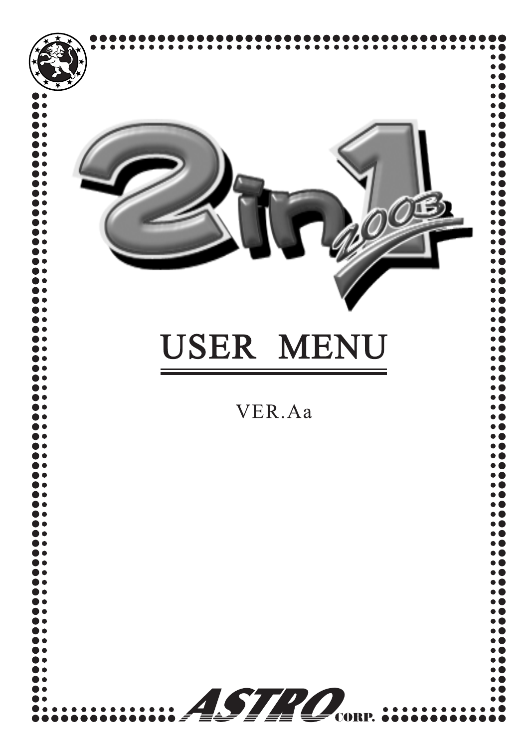# 2in1 2003

# USER MENU

VER.Aa

ASTRO CORP.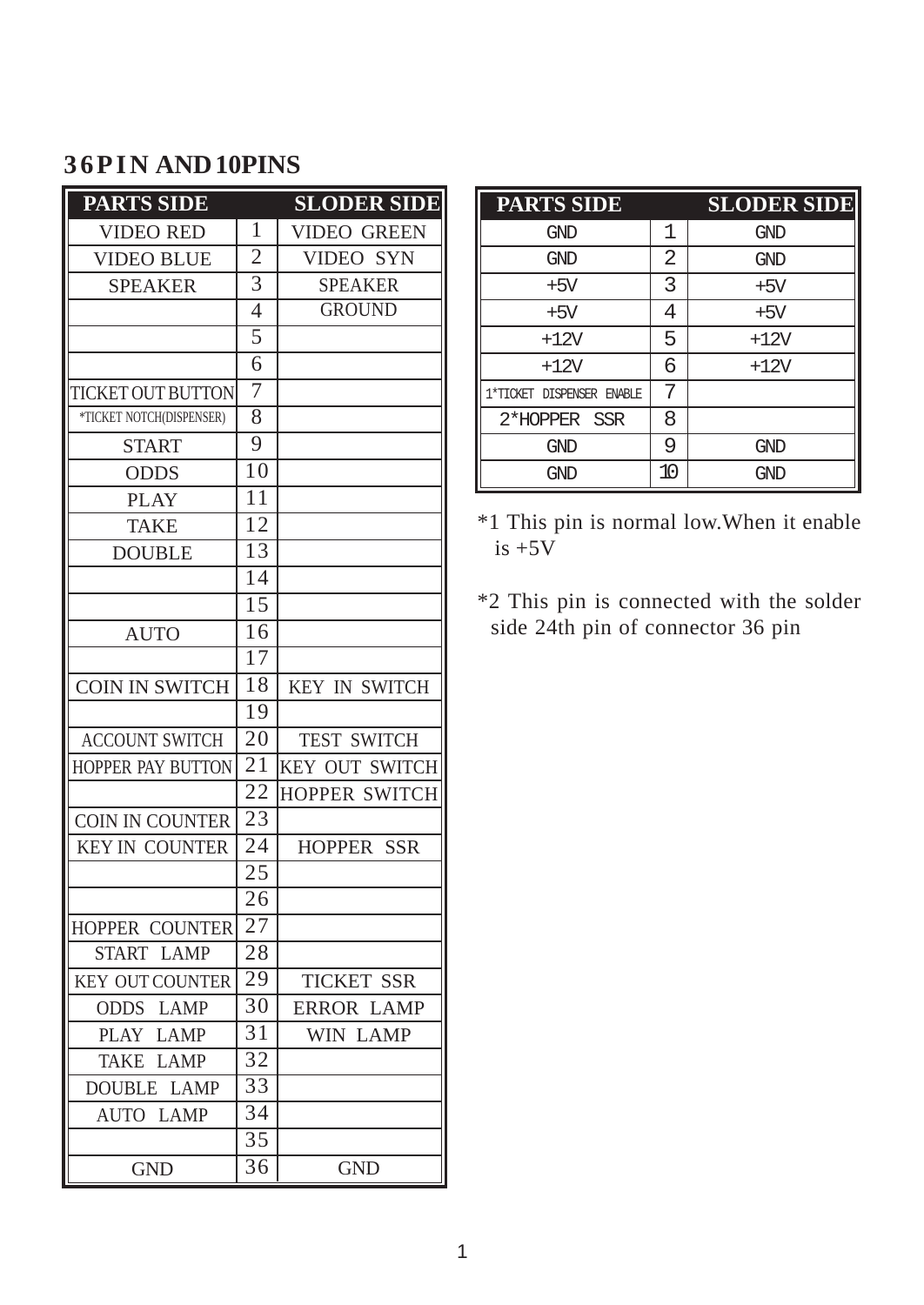## 36PIN AND 10PINS

| PARTS SIDE | | SLODER SIDE |
|---|---|---|
| VIDEO RED | 1 | VIDEO GREEN |
| VIDEO BLUE | 2 | VIDEO SYN |
| SPEAKER | 3 | SPEAKER |
| | 4 | GROUND |
| | 5 | |
| | 6 | |
| TICKET OUT BUTTON | 7 | |
| *TICKET NOTCH(DISPENSER) | 8 | |
| START | 9 | |
| ODDS | 10 | |
| PLAY | 11 | |
| TAKE | 12 | |
| DOUBLE | 13 | |
| | 14 | |
| | 15 | |
| AUTO | 16 | |
| | 17 | |
| COIN IN SWITCH | 18 | KEY IN SWITCH |
| | 19 | |
| ACCOUNT SWITCH | 20 | TEST SWITCH |
| HOPPER PAY BUTTON | 21 | KEY OUT SWITCH |
| | 22 | HOPPER SWITCH |
| COIN IN COUNTER | 23 | |
| KEY IN COUNTER | 24 | HOPPER SSR |
| | 25 | |
| | 26 | |
| HOPPER COUNTER | 27 | |
| START LAMP | 28 | |
| KEY OUT COUNTER | 29 | TICKET SSR |
| ODDS LAMP | 30 | ERROR LAMP |
| PLAY LAMP | 31 | WIN LAMP |
| TAKE LAMP | 32 | |
| DOUBLE LAMP | 33 | |
| AUTO LAMP | 34 | |
| | 35 | |
| GND | 36 | GND |

| PARTS SIDE | | SLODER SIDE |
|---|---|---|
| GND | 1 | GND |
| GND | 2 | GND |
| +5V | 3 | +5V |
| +5V | 4 | +5V |
| +12V | 5 | +12V |
| +12V | 6 | +12V |
| 1*TICKET DISPENSER ENABLE | 7 | |
| 2*HOPPER SSR | 8 | |
| GND | 9 | GND |
| GND | 10 | GND |

*1 This pin is normal low.When it enable is +5V

*2 This pin is connected with the solder side 24th pin of connector 36 pin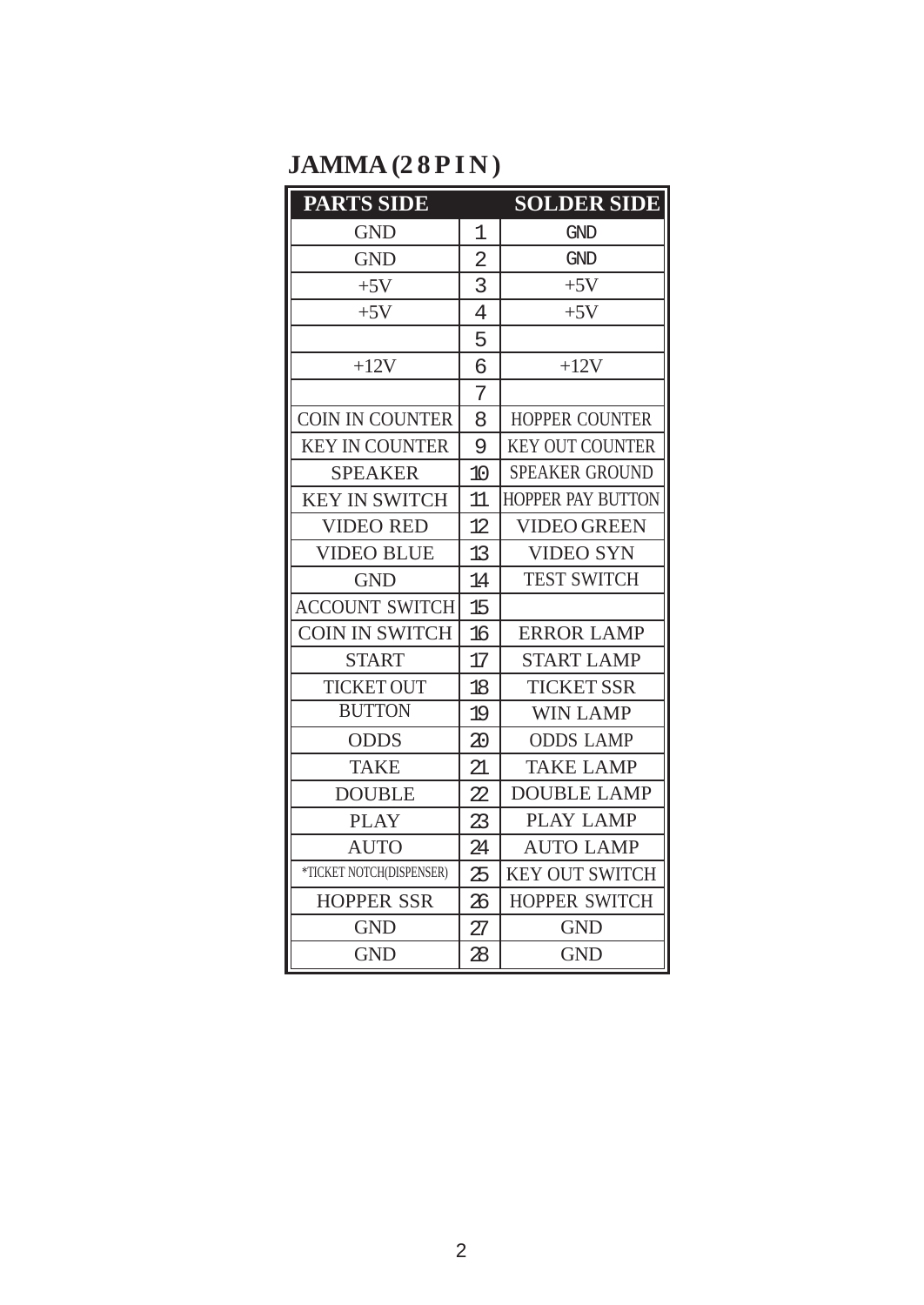## JAMMA (28PIN)

| PARTS SIDE | | SOLDER SIDE |
|---|---|---|
| GND | 1 | GND |
| GND | 2 | GND |
| +5V | 3 | +5V |
| +5V | 4 | +5V |
| | 5 | |
| +12V | 6 | +12V |
| | 7 | |
| COIN IN COUNTER | 8 | HOPPER COUNTER |
| KEY IN COUNTER | 9 | KEY OUT COUNTER |
| SPEAKER | 10 | SPEAKER GROUND |
| KEY IN SWITCH | 11 | HOPPER PAY BUTTON |
| VIDEO RED | 12 | VIDEO GREEN |
| VIDEO BLUE | 13 | VIDEO SYN |
| GND | 14 | TEST SWITCH |
| ACCOUNT SWITCH | 15 | |
| COIN IN SWITCH | 16 | ERROR LAMP |
| START | 17 | START LAMP |
| TICKET OUT | 18 | TICKET SSR |
| BUTTON | 19 | WIN LAMP |
| ODDS | 20 | ODDS LAMP |
| TAKE | 21 | TAKE LAMP |
| DOUBLE | 22 | DOUBLE LAMP |
| PLAY | 23 | PLAY LAMP |
| AUTO | 24 | AUTO LAMP |
| *TICKET NOTCH(DISPENSER) | 25 | KEY OUT SWITCH |
| HOPPER SSR | 26 | HOPPER SWITCH |
| GND | 27 | GND |
| GND | 28 | GND |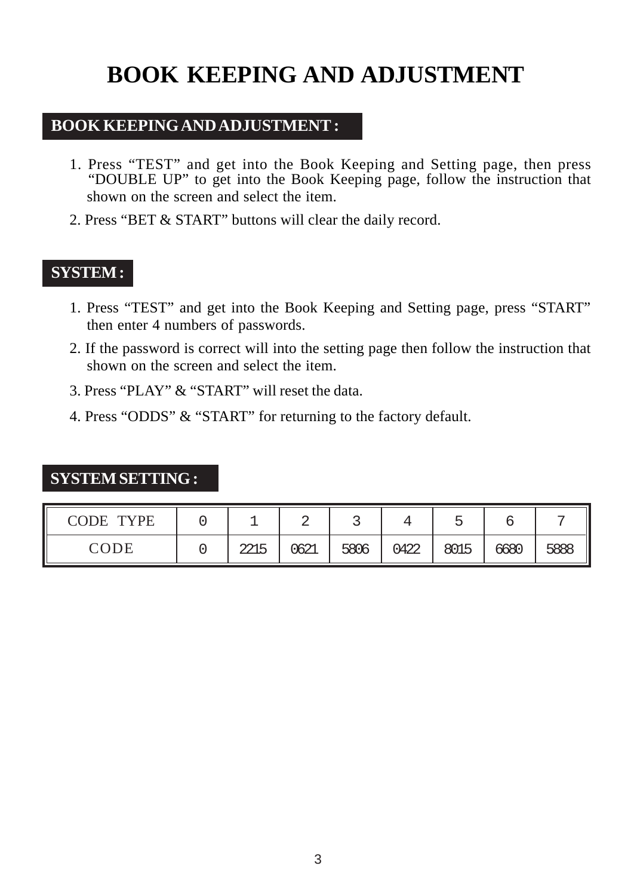# BOOK KEEPING AND ADJUSTMENT

## BOOK KEEPING AND ADJUSTMENT :

1. Press “TEST” and get into the Book Keeping and Setting page, then press “DOUBLE UP” to get into the Book Keeping page, follow the instruction that shown on the screen and select the item.
2. Press “BET & START” buttons will clear the daily record.

## SYSTEM :

1. Press “TEST” and get into the Book Keeping and Setting page, press “START” then enter 4 numbers of passwords.
2. If the password is correct will into the setting page then follow the instruction that shown on the screen and select the item.
3. Press “PLAY” & “START” will reset the data.
4. Press “ODDS” & “START” for returning to the factory default.

## SYSTEM SETTING :

| CODE TYPE | 0 | 1 | 2 | 3 | 4 | 5 | 6 | 7 |
|---|---|---|---|---|---|---|---|---|
| CODE | 0 | 2215 | 0621 | 5806 | 0422 | 8015 | 6680 | 5888 |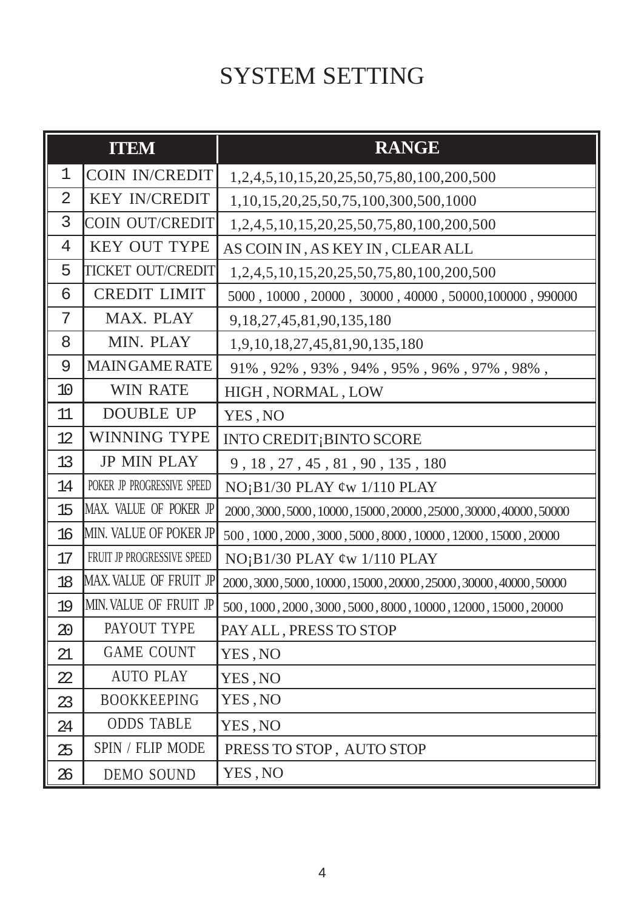# SYSTEM SETTING

| | ITEM | RANGE |
|---|---|---|
| 1 | COIN IN/CREDIT | 1,2,4,5,10,15,20,25,50,75,80,100,200,500 |
| 2 | KEY IN/CREDIT | 1,10,15,20,25,50,75,100,300,500,1000 |
| 3 | COIN OUT/CREDIT | 1,2,4,5,10,15,20,25,50,75,80,100,200,500 |
| 4 | KEY OUT TYPE | AS COIN IN , AS KEY IN , CLEAR ALL |
| 5 | TICKET OUT/CREDIT | 1,2,4,5,10,15,20,25,50,75,80,100,200,500 |
| 6 | CREDIT LIMIT | 5000 , 10000 , 20000 , 30000 , 40000 , 50000,100000 , 990000 |
| 7 | MAX. PLAY | 9,18,27,45,81,90,135,180 |
| 8 | MIN. PLAY | 1,9,10,18,27,45,81,90,135,180 |
| 9 | MAINGAME RATE | 91% , 92% , 93% , 94% , 95% , 96% , 97% , 98% , |
| 10 | WIN RATE | HIGH , NORMAL , LOW |
| 11 | DOUBLE UP | YES , NO |
| 12 | WINNING TYPE | INTO CREDIT¡BINTO SCORE |
| 13 | JP MIN PLAY | 9 , 18 , 27 , 45 , 81 , 90 , 135 , 180 |
| 14 | POKER JP PROGRESSIVE SPEED | NO¡B1/30 PLAY ¢w 1/110 PLAY |
| 15 | MAX. VALUE OF POKER JP | 2000 , 3000 , 5000 , 10000 , 15000 , 20000 , 25000 , 30000 , 40000 , 50000 |
| 16 | MIN. VALUE OF POKER JP | 500 , 1000 , 2000 , 3000 , 5000 , 8000 , 10000 , 12000 , 15000 , 20000 |
| 17 | FRUIT JP PROGRESSIVE SPEED | NO¡B1/30 PLAY ¢w 1/110 PLAY |
| 18 | MAX. VALUE OF FRUIT JP | 2000 , 3000 , 5000 , 10000 , 15000 , 20000 , 25000 , 30000 , 40000 , 50000 |
| 19 | MIN. VALUE OF FRUIT JP | 500 , 1000 , 2000 , 3000 , 5000 , 8000 , 10000 , 12000 , 15000 , 20000 |
| 20 | PAYOUT TYPE | PAY ALL , PRESS TO STOP |
| 21 | GAME COUNT | YES , NO |
| 22 | AUTO PLAY | YES , NO |
| 23 | BOOKKEEPING | YES , NO |
| 24 | ODDS TABLE | YES , NO |
| 25 | SPIN / FLIP MODE | PRESS TO STOP , AUTO STOP |
| 26 | DEMO SOUND | YES , NO |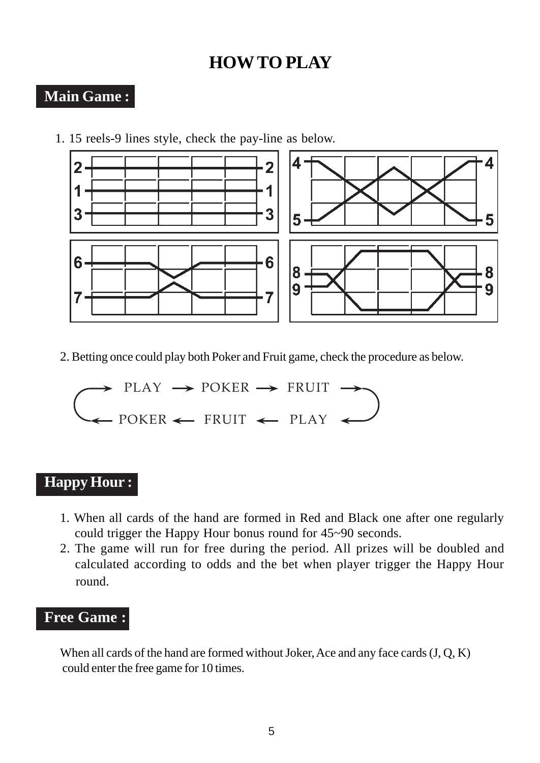# HOW TO PLAY

## Main Game :

1. 15 reels-9 lines style, check the pay-line as below.

2. Betting once could play both Poker and Fruit game, check the procedure as below.

PLAY → POKER → FRUIT → PLAY → FRUIT → POKER → PLAY

## Happy Hour :

1. When all cards of the hand are formed in Red and Black one after one regularly could trigger the Happy Hour bonus round for 45~90 seconds.
2. The game will run for free during the period. All prizes will be doubled and calculated according to odds and the bet when player trigger the Happy Hour round.

## Free Game :

When all cards of the hand are formed without Joker, Ace and any face cards (J, Q, K) could enter the free game for 10 times.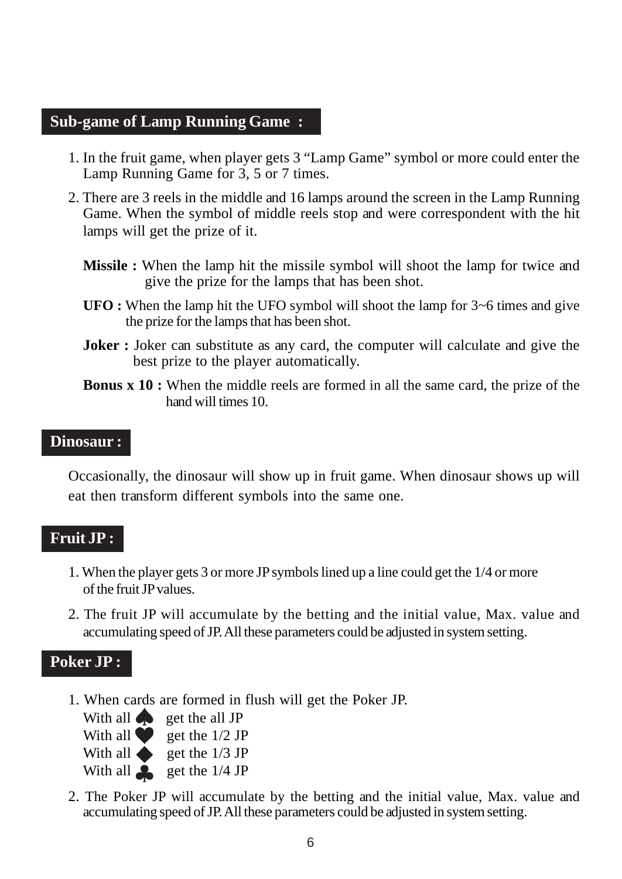## Sub-game of Lamp Running Game :

1. In the fruit game, when player gets 3 “Lamp Game” symbol or more could enter the Lamp Running Game for 3, 5 or 7 times.
2. There are 3 reels in the middle and 16 lamps around the screen in the Lamp Running Game. When the symbol of middle reels stop and were correspondent with the hit lamps will get the prize of it.

   **Missile :** When the lamp hit the missile symbol will shoot the lamp for twice and give the prize for the lamps that has been shot.

   **UFO :** When the lamp hit the UFO symbol will shoot the lamp for 3~6 times and give the prize for the lamps that has been shot.

   **Joker :** Joker can substitute as any card, the computer will calculate and give the best prize to the player automatically.

   **Bonus x 10 :** When the middle reels are formed in all the same card, the prize of the hand will times 10.

## Dinosaur :

Occasionally, the dinosaur will show up in fruit game. When dinosaur shows up will eat then transform different symbols into the same one.

## Fruit JP :

1. When the player gets 3 or more JP symbols lined up a line could get the 1/4 or more of the fruit JP values.
2. The fruit JP will accumulate by the betting and the initial value, Max. value and accumulating speed of JP. All these parameters could be adjusted in system setting.

## Poker JP :

1. When cards are formed in flush will get the Poker JP.
   With all ♠ get the all JP
   With all ♥ get the 1/2 JP
   With all ♦ get the 1/3 JP
   With all ♣ get the 1/4 JP
2. The Poker JP will accumulate by the betting and the initial value, Max. value and accumulating speed of JP. All these parameters could be adjusted in system setting.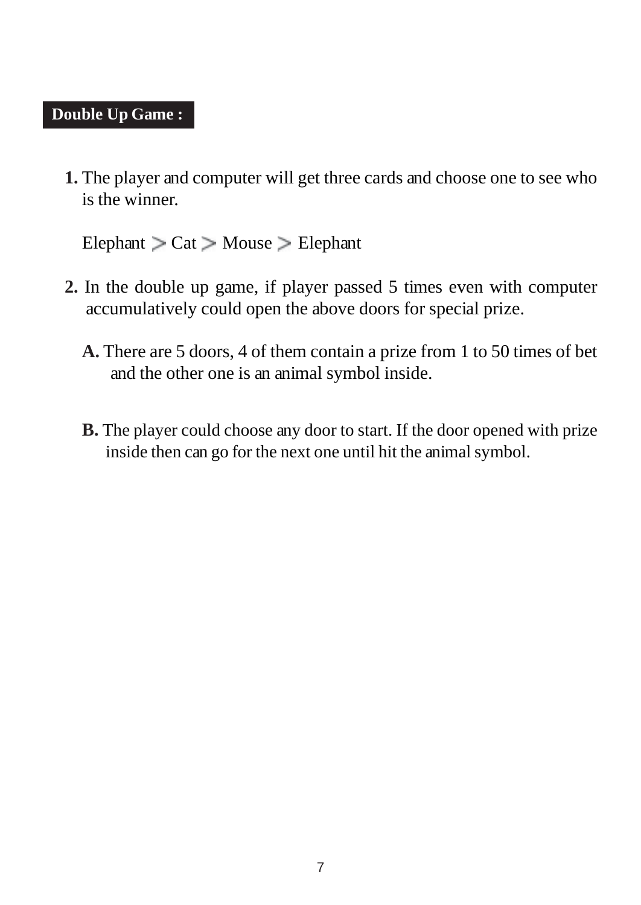## Double Up Game :

**1.** The player and computer will get three cards and choose one to see who is the winner.

Elephant > Cat > Mouse > Elephant

**2.** In the double up game, if player passed 5 times even with computer accumulatively could open the above doors for special prize.

**A.** There are 5 doors, 4 of them contain a prize from 1 to 50 times of bet and the other one is an animal symbol inside.

**B.** The player could choose any door to start. If the door opened with prize inside then can go for the next one until hit the animal symbol.